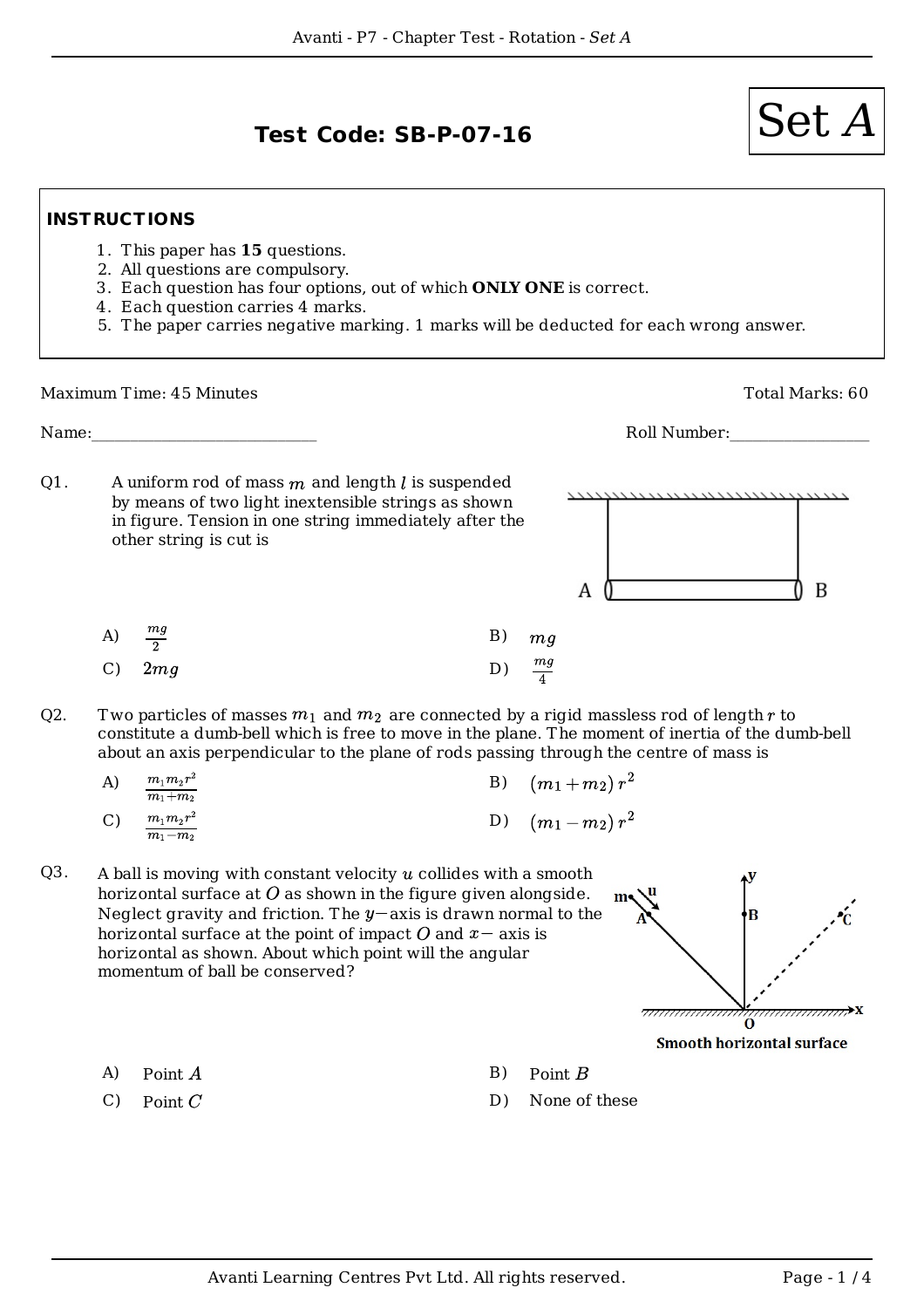# Test Code: SB-P-07-16

**Set $A$**

**INSTRUCTIONS**

1. This paper has **15** questions.
2. All questions are compulsory.
3. Each question has four options, out of which **ONLY ONE** is correct.
4. Each question carries 4 marks.
5. The paper carries negative marking. 1 marks will be deducted for each wrong answer.

Maximum Time: 45 Minutes

Total Marks: 60

Name:____________________________

Roll Number:_________________

**Q1.** A uniform rod of mass $m$ and length $l$ is suspended by means of two light inextensible strings as shown in figure. Tension in one string immediately after the other string is cut is

A) $\frac{mg}{2}$

B) $mg$

C) $2mg$

D) $\frac{mg}{4}$

**Q2.** Two particles of masses $m_1$ and $m_2$ are connected by a rigid massless rod of length $r$ to constitute a dumb-bell which is free to move in the plane. The moment of inertia of the dumb-bell about an axis perpendicular to the plane of rods passing through the centre of mass is

A) $\frac{m_1 m_2 r^2}{m_1 + m_2}$

B) $(m_1 + m_2) r^2$

C) $\frac{m_1 m_2 r^2}{m_1 - m_2}$

D) $(m_1 - m_2) r^2$

**Q3.** A ball is moving with constant velocity $u$ collides with a smooth horizontal surface at $O$ as shown in the figure given alongside. Neglect gravity and friction. The $y-$axis is drawn normal to the horizontal surface at the point of impact $O$ and $x-$ axis is horizontal as shown. About which point will the angular momentum of ball be conserved?

Smooth horizontal surface

A) Point $A$

B) Point $B$

C) Point $C$

D) None of these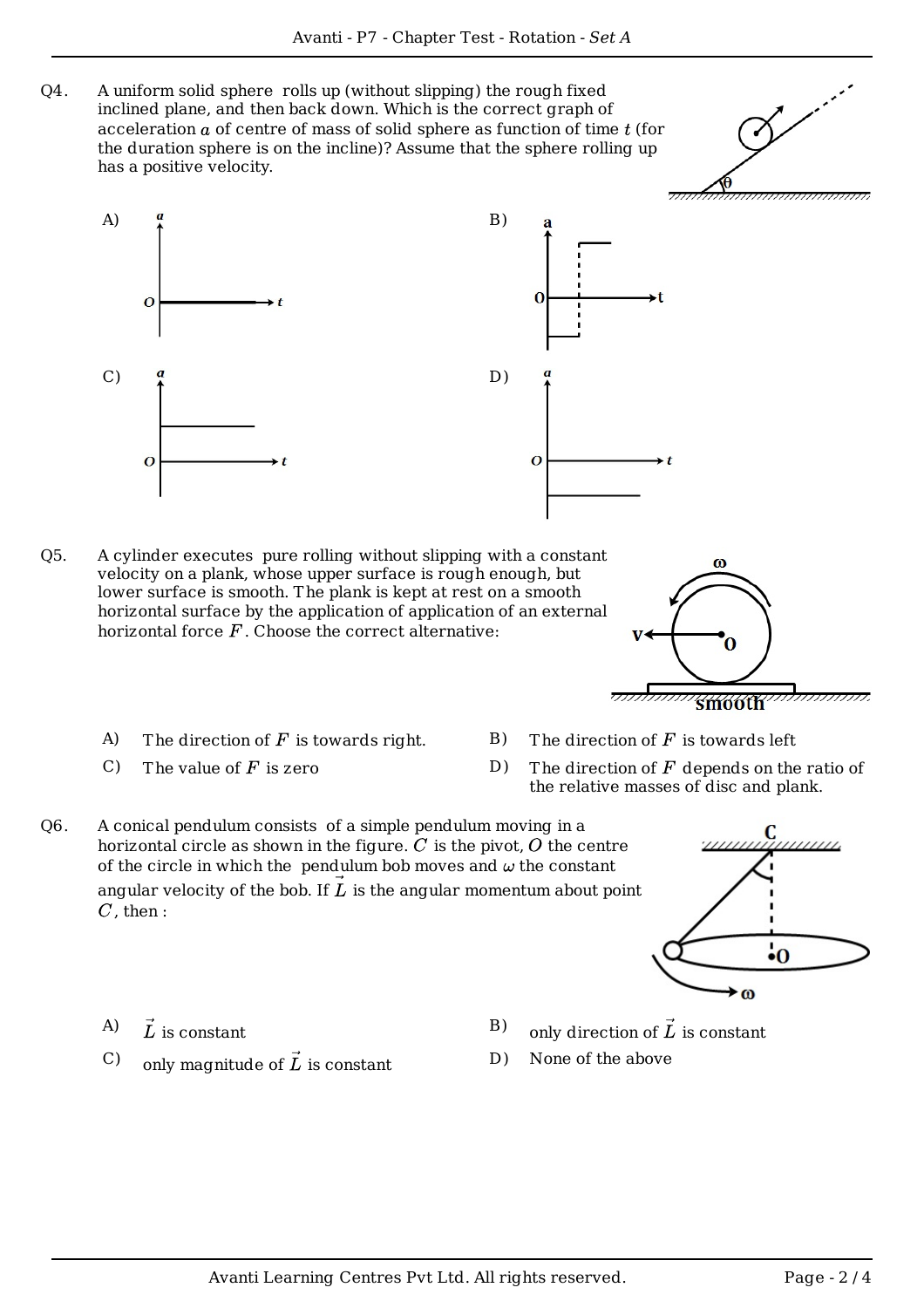Q4. A uniform solid sphere rolls up (without slipping) the rough fixed inclined plane, and then back down. Which is the correct graph of acceleration $a$ of centre of mass of solid sphere as function of time $t$ (for the duration sphere is on the incline)? Assume that the sphere rolling up has a positive velocity.

A)

B)

C)

D)

Q5. A cylinder executes pure rolling without slipping with a constant velocity on a plank, whose upper surface is rough enough, but lower surface is smooth. The plank is kept at rest on a smooth horizontal surface by the application of application of an external horizontal force $F$. Choose the correct alternative:

A) The direction of $F$ is towards right.

B) The direction of $F$ is towards left

C) The value of $F$ is zero

D) The direction of $F$ depends on the ratio of the relative masses of disc and plank.

Q6. A conical pendulum consists of a simple pendulum moving in a horizontal circle as shown in the figure. $C$ is the pivot, $O$ the centre of the circle in which the pendulum bob moves and $\omega$ the constant angular velocity of the bob. If $\vec{L}$ is the angular momentum about point $C$, then :

A) $\vec{L}$ is constant

B) only direction of $\vec{L}$ is constant

C) only magnitude of $\vec{L}$ is constant

D) None of the above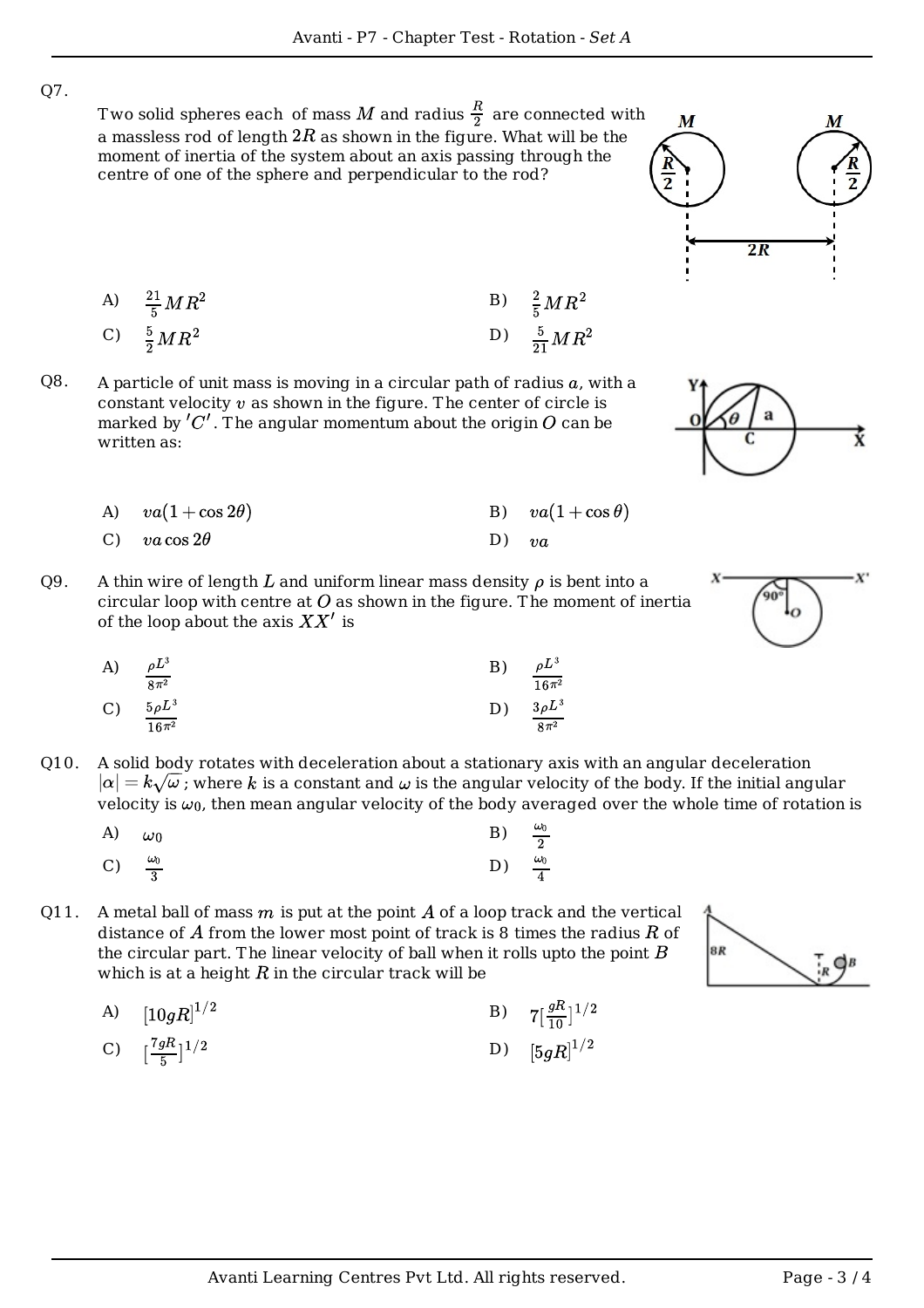Q7. Two solid spheres each of mass $M$ and radius $\frac{R}{2}$ are connected with a massless rod of length $2R$ as shown in the figure. What will be the moment of inertia of the system about an axis passing through the centre of one of the sphere and perpendicular to the rod?

A) $\frac{21}{5}MR^2$

B) $\frac{2}{5}MR^2$

C) $\frac{5}{2}MR^2$

D) $\frac{5}{21}MR^2$

Q8. A particle of unit mass is moving in a circular path of radius $a$, with a constant velocity $v$ as shown in the figure. The center of circle is marked by $'C'$. The angular momentum about the origin $O$ can be written as:

A) $va(1 + \cos 2\theta)$

B) $va(1 + \cos\theta)$

C) $va\cos 2\theta$

D) $va$

Q9. A thin wire of length $L$ and uniform linear mass density $\rho$ is bent into a circular loop with centre at $O$ as shown in the figure. The moment of inertia of the loop about the axis $XX'$ is

A) $\frac{\rho L^3}{8\pi^2}$

B) $\frac{\rho L^3}{16\pi^2}$

C) $\frac{5\rho L^3}{16\pi^2}$

D) $\frac{3\rho L^3}{8\pi^2}$

Q10. A solid body rotates with deceleration about a stationary axis with an angular deceleration $|\alpha| = k\sqrt{\omega}$ ; where $k$ is a constant and $\omega$ is the angular velocity of the body. If the initial angular velocity is $\omega_0$, then mean angular velocity of the body averaged over the whole time of rotation is

A) $\omega_0$

B) $\frac{\omega_0}{2}$

C) $\frac{\omega_0}{3}$

D) $\frac{\omega_0}{4}$

Q11. A metal ball of mass $m$ is put at the point $A$ of a loop track and the vertical distance of $A$ from the lower most point of track is 8 times the radius $R$ of the circular part. The linear velocity of ball when it rolls upto the point $B$ which is at a height $R$ in the circular track will be

A) $[10gR]^{1/2}$

B) $7[\frac{gR}{10}]^{1/2}$

C) $[\frac{7gR}{5}]^{1/2}$

D) $[5gR]^{1/2}$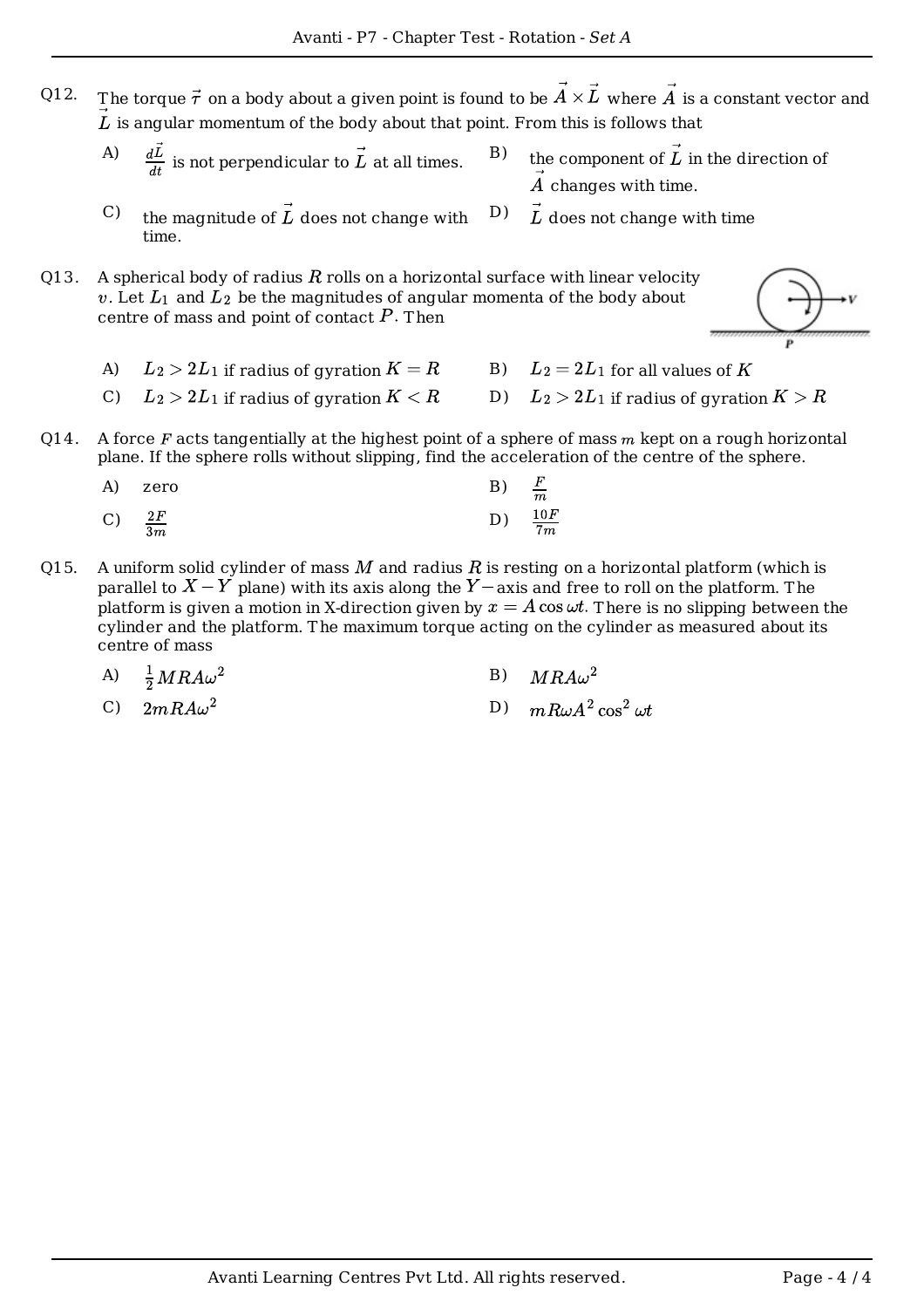Q12. The torque $\vec{\tau}$ on a body about a given point is found to be $\vec{A} \times \vec{L}$ where $\vec{A}$ is a constant vector and $\vec{L}$ is angular momentum of the body about that point. From this is follows that

A) $\frac{d\vec{L}}{dt}$ is not perpendicular to $\vec{L}$ at all times.

B) the component of $\vec{L}$ in the direction of $\vec{A}$ changes with time.

C) the magnitude of $\vec{L}$ does not change with time.

D) $\vec{L}$ does not change with time

Q13. A spherical body of radius $R$ rolls on a horizontal surface with linear velocity $v$. Let $L_1$ and $L_2$ be the magnitudes of angular momenta of the body about centre of mass and point of contact $P$. Then

A) $L_2 > 2L_1$ if radius of gyration $K = R$

B) $L_2 = 2L_1$ for all values of $K$

C) $L_2 > 2L_1$ if radius of gyration $K < R$

D) $L_2 > 2L_1$ if radius of gyration $K > R$

Q14. A force $F$ acts tangentially at the highest point of a sphere of mass $m$ kept on a rough horizontal plane. If the sphere rolls without slipping, find the acceleration of the centre of the sphere.

A) zero

B) $\frac{F}{m}$

C) $\frac{2F}{3m}$

D) $\frac{10F}{7m}$

Q15. A uniform solid cylinder of mass $M$ and radius $R$ is resting on a horizontal platform (which is parallel to $X-Y$ plane) with its axis along the $Y-$axis and free to roll on the platform. The platform is given a motion in X-direction given by $x = A\cos\omega t$. There is no slipping between the cylinder and the platform. The maximum torque acting on the cylinder as measured about its centre of mass

A) $\frac{1}{2}MRA\omega^2$

B) $MRA\omega^2$

C) $2mRA\omega^2$

D) $mR\omega A^2\cos^2\omega t$